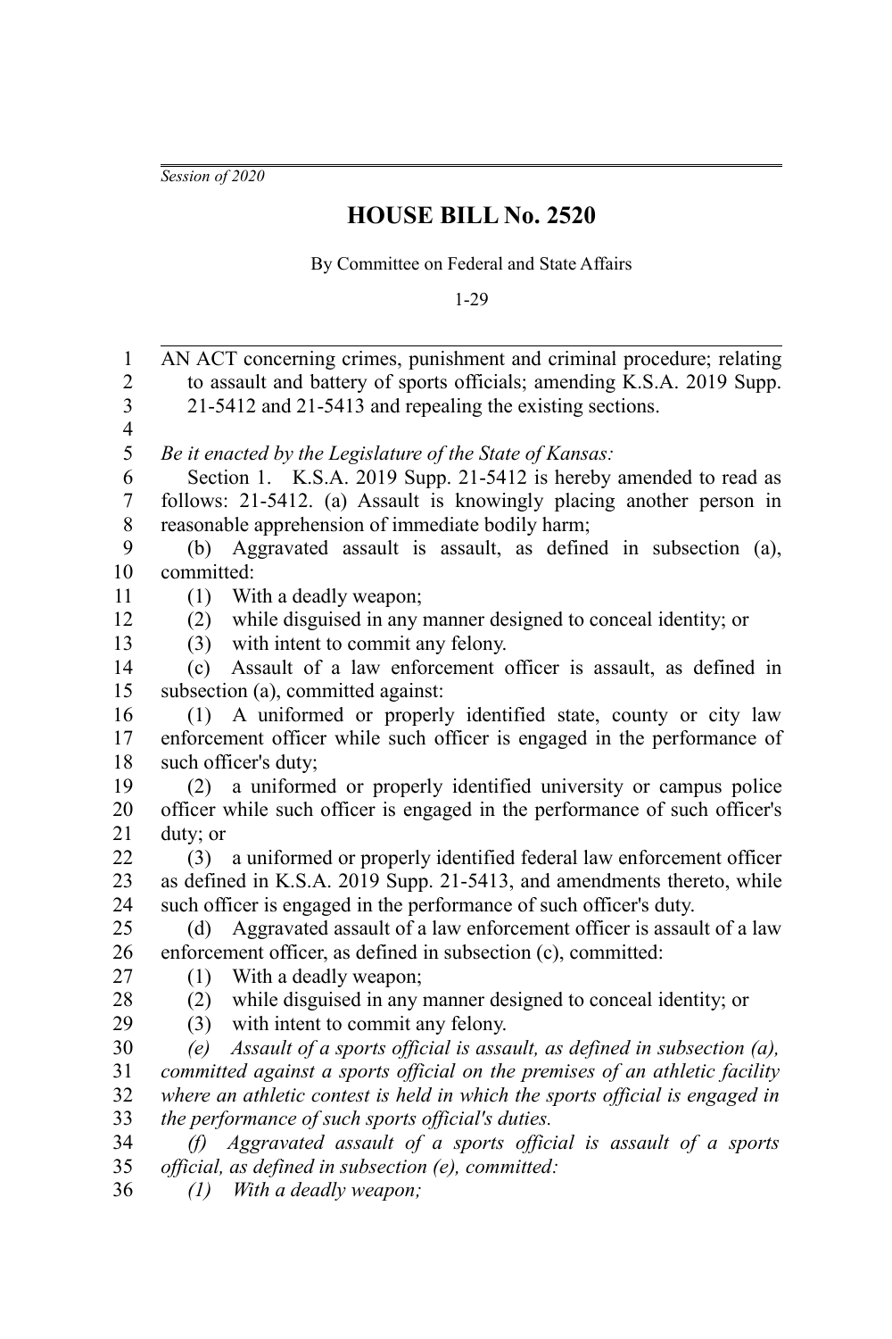*Session of 2020*

# HOUSE BILL No. 2520

By Committee on Federal and State Affairs

1-29

AN ACT concerning crimes, punishment and criminal procedure; relating to assault and battery of sports officials; amending K.S.A. 2019 Supp. 21-5412 and 21-5413 and repealing the existing sections.

*Be it enacted by the Legislature of the State of Kansas:*

Section 1. K.S.A. 2019 Supp. 21-5412 is hereby amended to read as follows: 21-5412. (a) Assault is knowingly placing another person in reasonable apprehension of immediate bodily harm;

(b) Aggravated assault is assault, as defined in subsection (a), committed:

(1) With a deadly weapon;

(2) while disguised in any manner designed to conceal identity; or

(3) with intent to commit any felony.

(c) Assault of a law enforcement officer is assault, as defined in subsection (a), committed against:

(1) A uniformed or properly identified state, county or city law enforcement officer while such officer is engaged in the performance of such officer's duty;

(2) a uniformed or properly identified university or campus police officer while such officer is engaged in the performance of such officer's duty; or

(3) a uniformed or properly identified federal law enforcement officer as defined in K.S.A. 2019 Supp. 21-5413, and amendments thereto, while such officer is engaged in the performance of such officer's duty.

(d) Aggravated assault of a law enforcement officer is assault of a law enforcement officer, as defined in subsection (c), committed:

(1) With a deadly weapon;

(2) while disguised in any manner designed to conceal identity; or

(3) with intent to commit any felony.

*(e) Assault of a sports official is assault, as defined in subsection (a), committed against a sports official on the premises of an athletic facility where an athletic contest is held in which the sports official is engaged in the performance of such sports official's duties.*

*(f) Aggravated assault of a sports official is assault of a sports official, as defined in subsection (e), committed:*

*(1) With a deadly weapon;*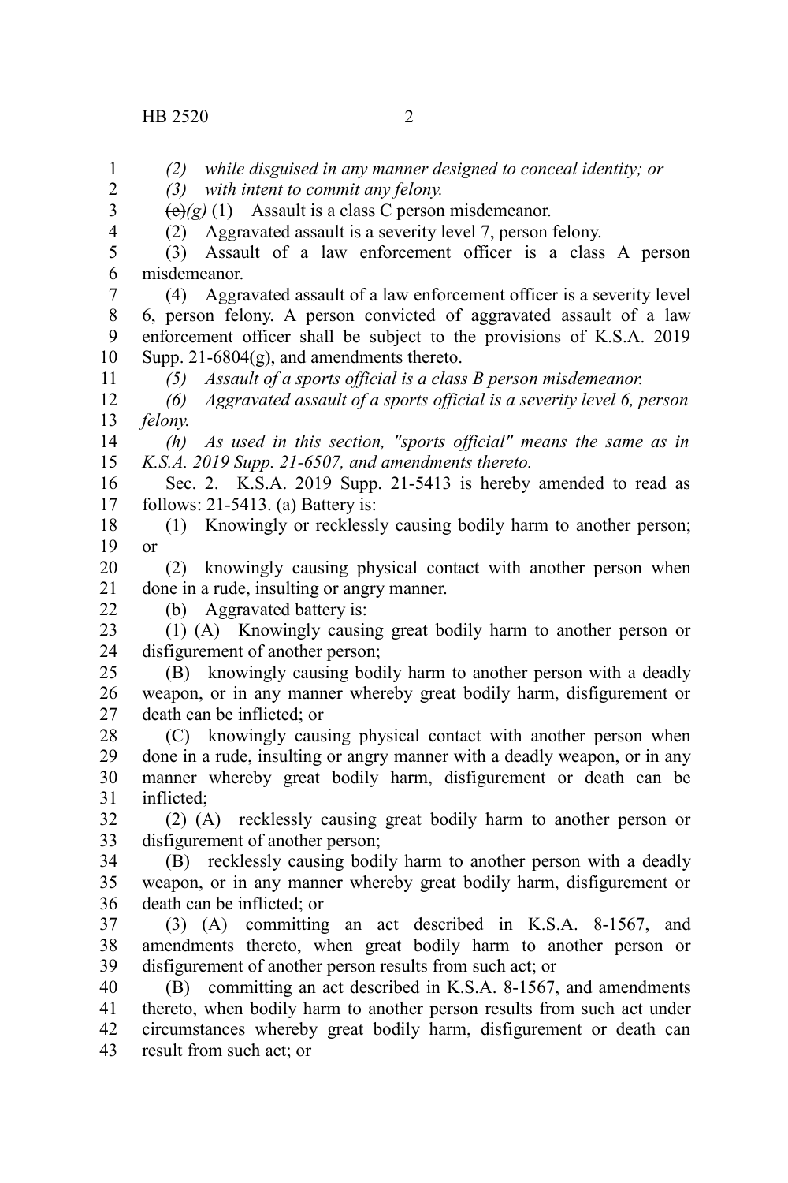*(2) while disguised in any manner designed to conceal identity; or*

*(3) with intent to commit any felony.*

~~(c)~~*(g)* (1) Assault is a class C person misdemeanor.

(2) Aggravated assault is a severity level 7, person felony.

(3) Assault of a law enforcement officer is a class A person misdemeanor.

(4) Aggravated assault of a law enforcement officer is a severity level 6, person felony. A person convicted of aggravated assault of a law enforcement officer shall be subject to the provisions of K.S.A. 2019 Supp. 21-6804(g), and amendments thereto.

*(5) Assault of a sports official is a class B person misdemeanor.*

*(6) Aggravated assault of a sports official is a severity level 6, person felony.*

*(h) As used in this section, "sports official" means the same as in K.S.A. 2019 Supp. 21-6507, and amendments thereto.*

Sec. 2. K.S.A. 2019 Supp. 21-5413 is hereby amended to read as follows: 21-5413. (a) Battery is:

(1) Knowingly or recklessly causing bodily harm to another person; or

(2) knowingly causing physical contact with another person when done in a rude, insulting or angry manner.

(b) Aggravated battery is:

(1) (A) Knowingly causing great bodily harm to another person or disfigurement of another person;

(B) knowingly causing bodily harm to another person with a deadly weapon, or in any manner whereby great bodily harm, disfigurement or death can be inflicted; or

(C) knowingly causing physical contact with another person when done in a rude, insulting or angry manner with a deadly weapon, or in any manner whereby great bodily harm, disfigurement or death can be inflicted;

(2) (A) recklessly causing great bodily harm to another person or disfigurement of another person;

(B) recklessly causing bodily harm to another person with a deadly weapon, or in any manner whereby great bodily harm, disfigurement or death can be inflicted; or

(3) (A) committing an act described in K.S.A. 8-1567, and amendments thereto, when great bodily harm to another person or disfigurement of another person results from such act; or

(B) committing an act described in K.S.A. 8-1567, and amendments thereto, when bodily harm to another person results from such act under circumstances whereby great bodily harm, disfigurement or death can result from such act; or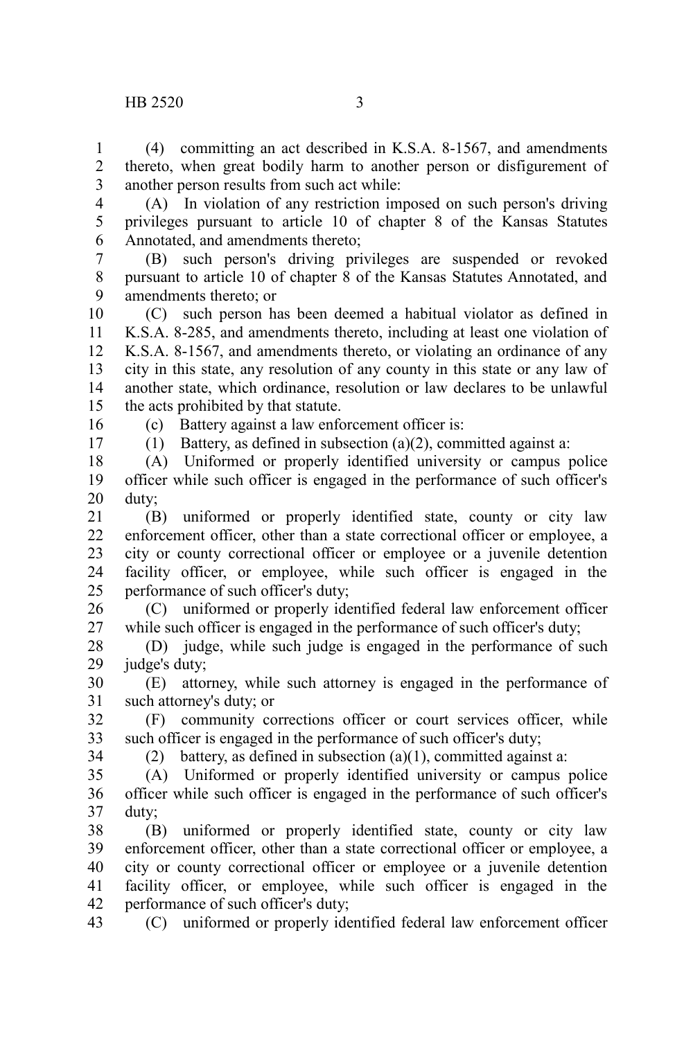(4) committing an act described in K.S.A. 8-1567, and amendments thereto, when great bodily harm to another person or disfigurement of another person results from such act while:

(A) In violation of any restriction imposed on such person's driving privileges pursuant to article 10 of chapter 8 of the Kansas Statutes Annotated, and amendments thereto;

(B) such person's driving privileges are suspended or revoked pursuant to article 10 of chapter 8 of the Kansas Statutes Annotated, and amendments thereto; or

(C) such person has been deemed a habitual violator as defined in K.S.A. 8-285, and amendments thereto, including at least one violation of K.S.A. 8-1567, and amendments thereto, or violating an ordinance of any city in this state, any resolution of any county in this state or any law of another state, which ordinance, resolution or law declares to be unlawful the acts prohibited by that statute.

(c) Battery against a law enforcement officer is:

(1) Battery, as defined in subsection (a)(2), committed against a:

(A) Uniformed or properly identified university or campus police officer while such officer is engaged in the performance of such officer's duty;

(B) uniformed or properly identified state, county or city law enforcement officer, other than a state correctional officer or employee, a city or county correctional officer or employee or a juvenile detention facility officer, or employee, while such officer is engaged in the performance of such officer's duty;

(C) uniformed or properly identified federal law enforcement officer while such officer is engaged in the performance of such officer's duty;

(D) judge, while such judge is engaged in the performance of such judge's duty;

(E) attorney, while such attorney is engaged in the performance of such attorney's duty; or

(F) community corrections officer or court services officer, while such officer is engaged in the performance of such officer's duty;

(2) battery, as defined in subsection (a)(1), committed against a:

(A) Uniformed or properly identified university or campus police officer while such officer is engaged in the performance of such officer's duty;

(B) uniformed or properly identified state, county or city law enforcement officer, other than a state correctional officer or employee, a city or county correctional officer or employee or a juvenile detention facility officer, or employee, while such officer is engaged in the performance of such officer's duty;

(C) uniformed or properly identified federal law enforcement officer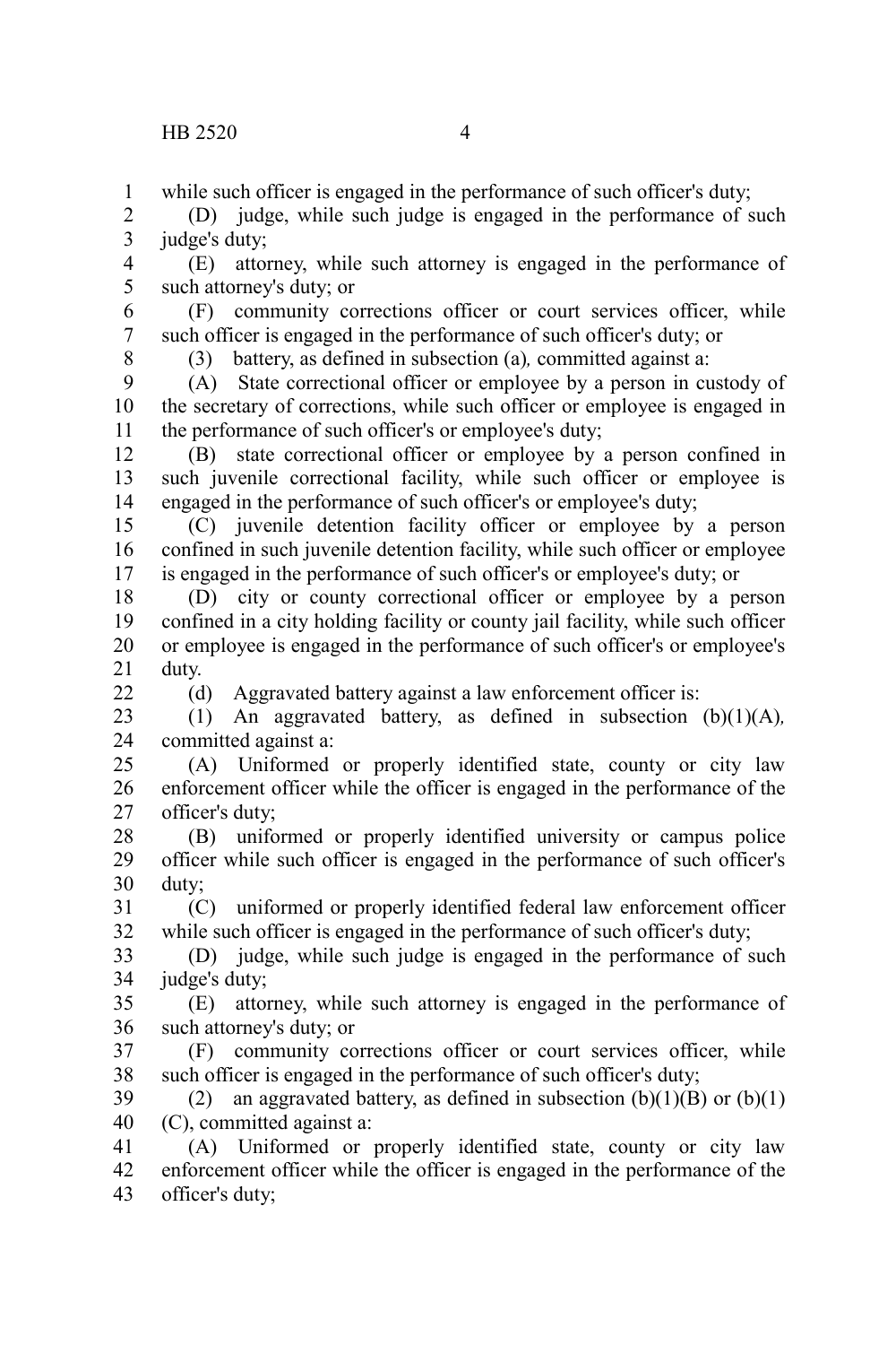while such officer is engaged in the performance of such officer's duty;

(D) judge, while such judge is engaged in the performance of such judge's duty;

(E) attorney, while such attorney is engaged in the performance of such attorney's duty; or

(F) community corrections officer or court services officer, while such officer is engaged in the performance of such officer's duty; or

(3) battery, as defined in subsection (a)*,* committed against a:

(A) State correctional officer or employee by a person in custody of the secretary of corrections, while such officer or employee is engaged in the performance of such officer's or employee's duty;

(B) state correctional officer or employee by a person confined in such juvenile correctional facility, while such officer or employee is engaged in the performance of such officer's or employee's duty;

(C) juvenile detention facility officer or employee by a person confined in such juvenile detention facility, while such officer or employee is engaged in the performance of such officer's or employee's duty; or

(D) city or county correctional officer or employee by a person confined in a city holding facility or county jail facility, while such officer or employee is engaged in the performance of such officer's or employee's duty.

(d) Aggravated battery against a law enforcement officer is:

(1) An aggravated battery, as defined in subsection (b)(1)(A)*,* committed against a:

(A) Uniformed or properly identified state, county or city law enforcement officer while the officer is engaged in the performance of the officer's duty;

(B) uniformed or properly identified university or campus police officer while such officer is engaged in the performance of such officer's duty;

(C) uniformed or properly identified federal law enforcement officer while such officer is engaged in the performance of such officer's duty;

(D) judge, while such judge is engaged in the performance of such judge's duty;

(E) attorney, while such attorney is engaged in the performance of such attorney's duty; or

(F) community corrections officer or court services officer, while such officer is engaged in the performance of such officer's duty;

(2) an aggravated battery, as defined in subsection (b)(1)(B) or (b)(1)(C), committed against a:

(A) Uniformed or properly identified state, county or city law enforcement officer while the officer is engaged in the performance of the officer's duty;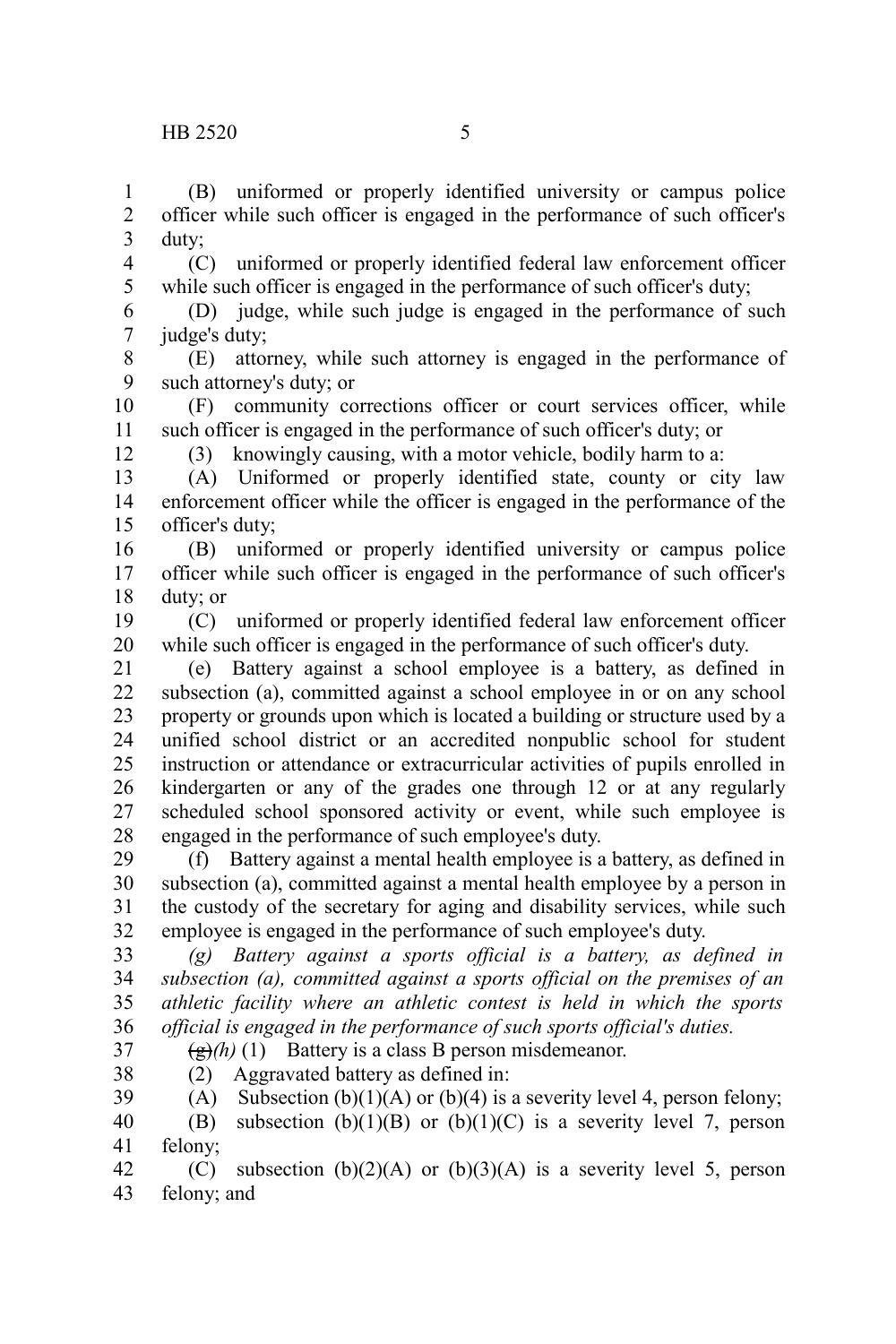(B) uniformed or properly identified university or campus police officer while such officer is engaged in the performance of such officer's duty;

(C) uniformed or properly identified federal law enforcement officer while such officer is engaged in the performance of such officer's duty;

(D) judge, while such judge is engaged in the performance of such judge's duty;

(E) attorney, while such attorney is engaged in the performance of such attorney's duty; or

(F) community corrections officer or court services officer, while such officer is engaged in the performance of such officer's duty; or

(3) knowingly causing, with a motor vehicle, bodily harm to a:

(A) Uniformed or properly identified state, county or city law enforcement officer while the officer is engaged in the performance of the officer's duty;

(B) uniformed or properly identified university or campus police officer while such officer is engaged in the performance of such officer's duty; or

(C) uniformed or properly identified federal law enforcement officer while such officer is engaged in the performance of such officer's duty.

(e) Battery against a school employee is a battery, as defined in subsection (a), committed against a school employee in or on any school property or grounds upon which is located a building or structure used by a unified school district or an accredited nonpublic school for student instruction or attendance or extracurricular activities of pupils enrolled in kindergarten or any of the grades one through 12 or at any regularly scheduled school sponsored activity or event, while such employee is engaged in the performance of such employee's duty.

(f) Battery against a mental health employee is a battery, as defined in subsection (a), committed against a mental health employee by a person in the custody of the secretary for aging and disability services, while such employee is engaged in the performance of such employee's duty.

*(g) Battery against a sports official is a battery, as defined in subsection (a), committed against a sports official on the premises of an athletic facility where an athletic contest is held in which the sports official is engaged in the performance of such sports official's duties.*

~~(g)~~*(h)* (1) Battery is a class B person misdemeanor.

(2) Aggravated battery as defined in:

(A) Subsection (b)(1)(A) or (b)(4) is a severity level 4, person felony;

(B) subsection (b)(1)(B) or (b)(1)(C) is a severity level 7, person felony;

(C) subsection (b)(2)(A) or (b)(3)(A) is a severity level 5, person felony; and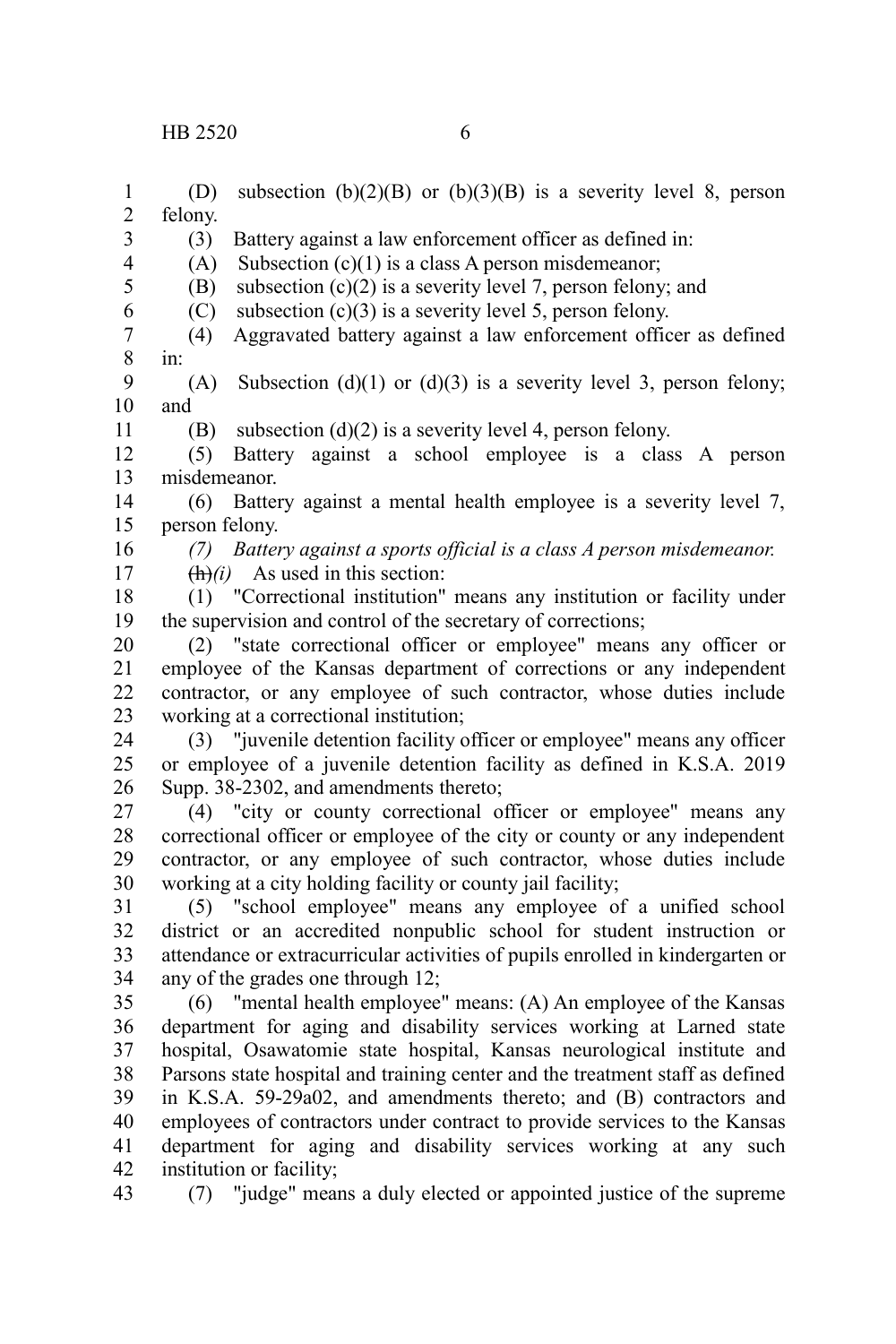(D) subsection (b)(2)(B) or (b)(3)(B) is a severity level 8, person felony.

(3) Battery against a law enforcement officer as defined in:

(A) Subsection (c)(1) is a class A person misdemeanor;

(B) subsection (c)(2) is a severity level 7, person felony; and

(C) subsection (c)(3) is a severity level 5, person felony.

(4) Aggravated battery against a law enforcement officer as defined in:

(A) Subsection (d)(1) or (d)(3) is a severity level 3, person felony; and

(B) subsection (d)(2) is a severity level 4, person felony.

(5) Battery against a school employee is a class A person misdemeanor.

(6) Battery against a mental health employee is a severity level 7, person felony.

*(7) Battery against a sports official is a class A person misdemeanor.*

~~(h)~~*(i)* As used in this section:

(1) "Correctional institution" means any institution or facility under the supervision and control of the secretary of corrections;

(2) "state correctional officer or employee" means any officer or employee of the Kansas department of corrections or any independent contractor, or any employee of such contractor, whose duties include working at a correctional institution;

(3) "juvenile detention facility officer or employee" means any officer or employee of a juvenile detention facility as defined in K.S.A. 2019 Supp. 38-2302, and amendments thereto;

(4) "city or county correctional officer or employee" means any correctional officer or employee of the city or county or any independent contractor, or any employee of such contractor, whose duties include working at a city holding facility or county jail facility;

(5) "school employee" means any employee of a unified school district or an accredited nonpublic school for student instruction or attendance or extracurricular activities of pupils enrolled in kindergarten or any of the grades one through 12;

(6) "mental health employee" means: (A) An employee of the Kansas department for aging and disability services working at Larned state hospital, Osawatomie state hospital, Kansas neurological institute and Parsons state hospital and training center and the treatment staff as defined in K.S.A. 59-29a02, and amendments thereto; and (B) contractors and employees of contractors under contract to provide services to the Kansas department for aging and disability services working at any such institution or facility;

(7) "judge" means a duly elected or appointed justice of the supreme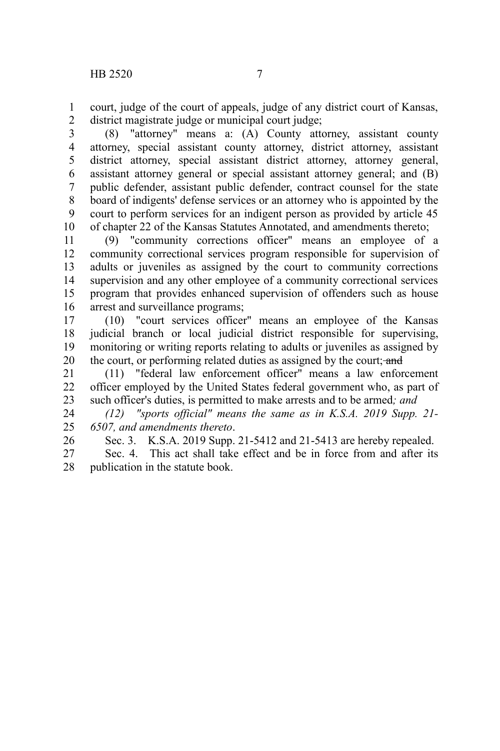court, judge of the court of appeals, judge of any district court of Kansas, district magistrate judge or municipal court judge;

(8) "attorney" means a: (A) County attorney, assistant county attorney, special assistant county attorney, district attorney, assistant district attorney, special assistant district attorney, attorney general, assistant attorney general or special assistant attorney general; and (B) public defender, assistant public defender, contract counsel for the state board of indigents' defense services or an attorney who is appointed by the court to perform services for an indigent person as provided by article 45 of chapter 22 of the Kansas Statutes Annotated, and amendments thereto;

(9) "community corrections officer" means an employee of a community correctional services program responsible for supervision of adults or juveniles as assigned by the court to community corrections supervision and any other employee of a community correctional services program that provides enhanced supervision of offenders such as house arrest and surveillance programs;

(10) "court services officer" means an employee of the Kansas judicial branch or local judicial district responsible for supervising, monitoring or writing reports relating to adults or juveniles as assigned by the court, or performing related duties as assigned by the court; ~~and~~

(11) "federal law enforcement officer" means a law enforcement officer employed by the United States federal government who, as part of such officer's duties, is permitted to make arrests and to be armed*; and*

*(12) "sports official" means the same as in K.S.A. 2019 Supp. 21-6507, and amendments thereto*.

Sec. 3. K.S.A. 2019 Supp. 21-5412 and 21-5413 are hereby repealed.

Sec. 4. This act shall take effect and be in force from and after its publication in the statute book.